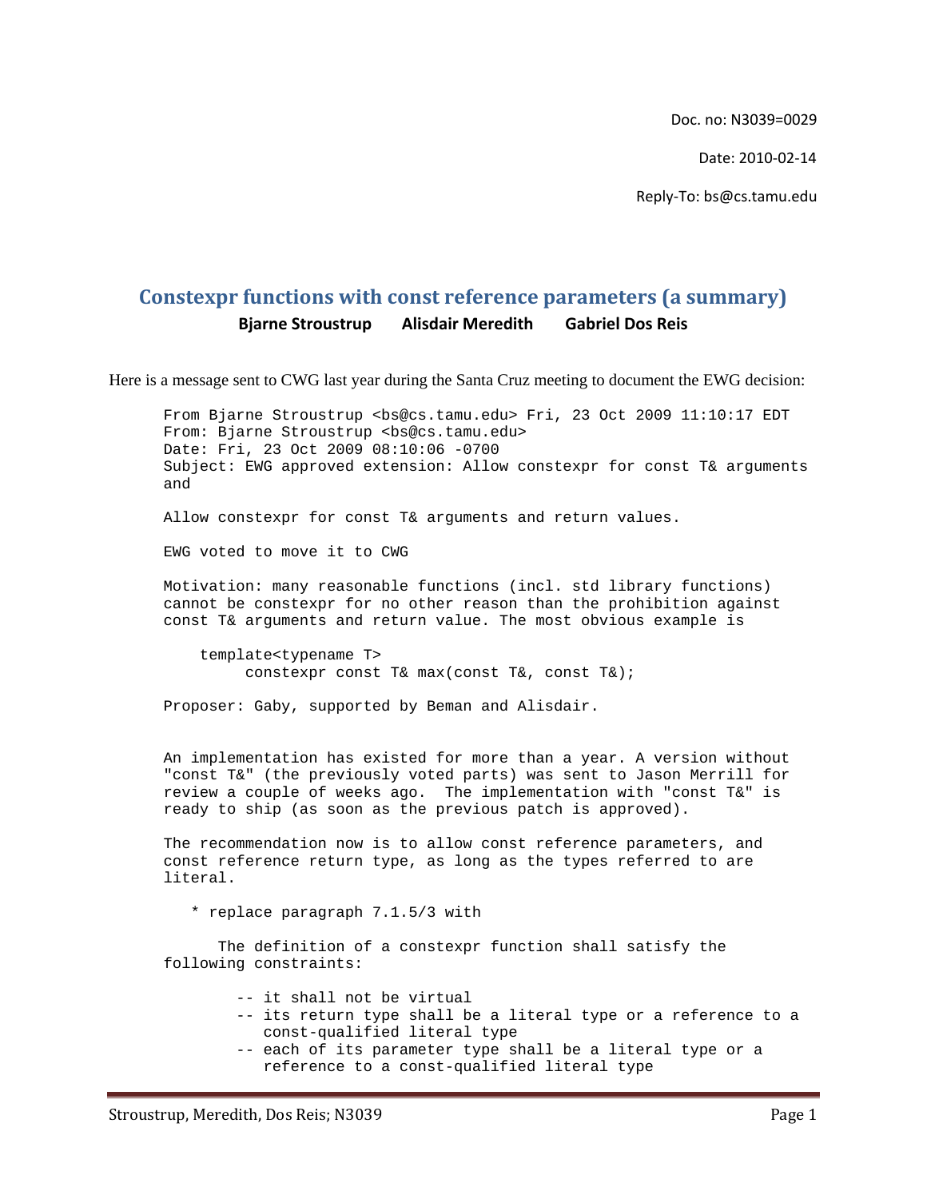Doc. no: N3039=0029

Date: 2010-02-14

Reply-To: bs@cs.tamu.edu

## Constexpr functions with const reference parameters (a summary)

**Bjarne Stroustrup Alisdair Meredith Gabriel Dos Reis**

Here is a message sent to CWG last year during the Santa Cruz meeting to document the EWG decision:

```
From Bjarne Stroustrup <bs@cs.tamu.edu> Fri, 23 Oct 2009 11:10:17 EDT
From: Bjarne Stroustrup <bs@cs.tamu.edu>
Date: Fri, 23 Oct 2009 08:10:06 -0700
Subject: EWG approved extension: Allow constexpr for const T& arguments
and

Allow constexpr for const T& arguments and return values.

EWG voted to move it to CWG

Motivation: many reasonable functions (incl. std library functions)
cannot be constexpr for no other reason than the prohibition against
const T& arguments and return value. The most obvious example is

    template<typename T>
         constexpr const T& max(const T&, const T&);

Proposer: Gaby, supported by Beman and Alisdair.


An implementation has existed for more than a year. A version without
"const T&" (the previously voted parts) was sent to Jason Merrill for
review a couple of weeks ago.  The implementation with "const T&" is
ready to ship (as soon as the previous patch is approved).

The recommendation now is to allow const reference parameters, and
const reference return type, as long as the types referred to are
literal.

   * replace paragraph 7.1.5/3 with

      The definition of a constexpr function shall satisfy the
following constraints:

        -- it shall not be virtual
        -- its return type shall be a literal type or a reference to a
           const-qualified literal type
        -- each of its parameter type shall be a literal type or a
           reference to a const-qualified literal type
```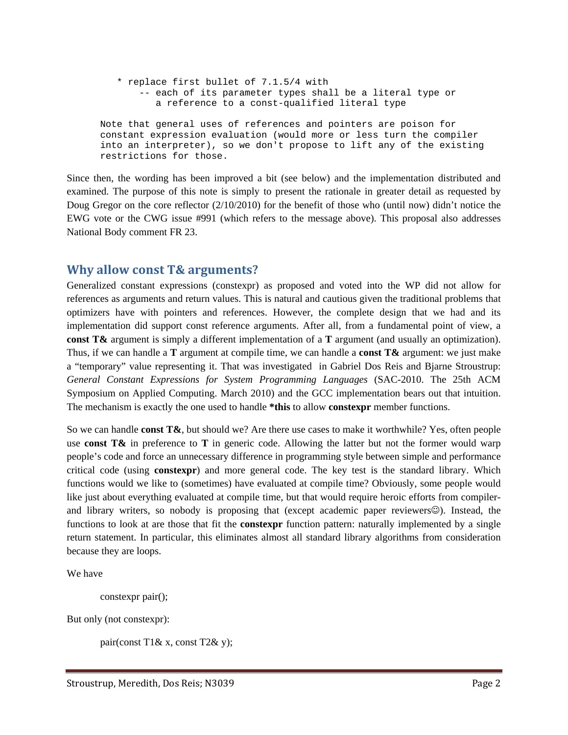```
    * replace first bullet of 7.1.5/4 with
        -- each of its parameter types shall be a literal type or
           a reference to a const-qualified literal type

Note that general uses of references and pointers are poison for
constant expression evaluation (would more or less turn the compiler
into an interpreter), so we don't propose to lift any of the existing
restrictions for those.
```

Since then, the wording has been improved a bit (see below) and the implementation distributed and examined. The purpose of this note is simply to present the rationale in greater detail as requested by Doug Gregor on the core reflector (2/10/2010) for the benefit of those who (until now) didn't notice the EWG vote or the CWG issue #991 (which refers to the message above). This proposal also addresses National Body comment FR 23.

## Why allow const T& arguments?

Generalized constant expressions (constexpr) as proposed and voted into the WP did not allow for references as arguments and return values. This is natural and cautious given the traditional problems that optimizers have with pointers and references. However, the complete design that we had and its implementation did support const reference arguments. After all, from a fundamental point of view, a **const T&** argument is simply a different implementation of a **T** argument (and usually an optimization). Thus, if we can handle a **T** argument at compile time, we can handle a **const T&** argument: we just make a "temporary" value representing it. That was investigated in Gabriel Dos Reis and Bjarne Stroustrup: *General Constant Expressions for System Programming Languages* (SAC-2010. The 25th ACM Symposium on Applied Computing. March 2010) and the GCC implementation bears out that intuition. The mechanism is exactly the one used to handle ***this** to allow **constexpr** member functions.

So we can handle **const T&**, but should we? Are there use cases to make it worthwhile? Yes, often people use **const T&** in preference to **T** in generic code. Allowing the latter but not the former would warp people's code and force an unnecessary difference in programming style between simple and performance critical code (using **constexpr**) and more general code. The key test is the standard library. Which functions would we like to (sometimes) have evaluated at compile time? Obviously, some people would like just about everything evaluated at compile time, but that would require heroic efforts from compiler- and library writers, so nobody is proposing that (except academic paper reviewers☺). Instead, the functions to look at are those that fit the **constexpr** function pattern: naturally implemented by a single return statement. In particular, this eliminates almost all standard library algorithms from consideration because they are loops.

We have

```
constexpr pair();
```

But only (not constexpr):

```
pair(const T1& x, const T2& y);
```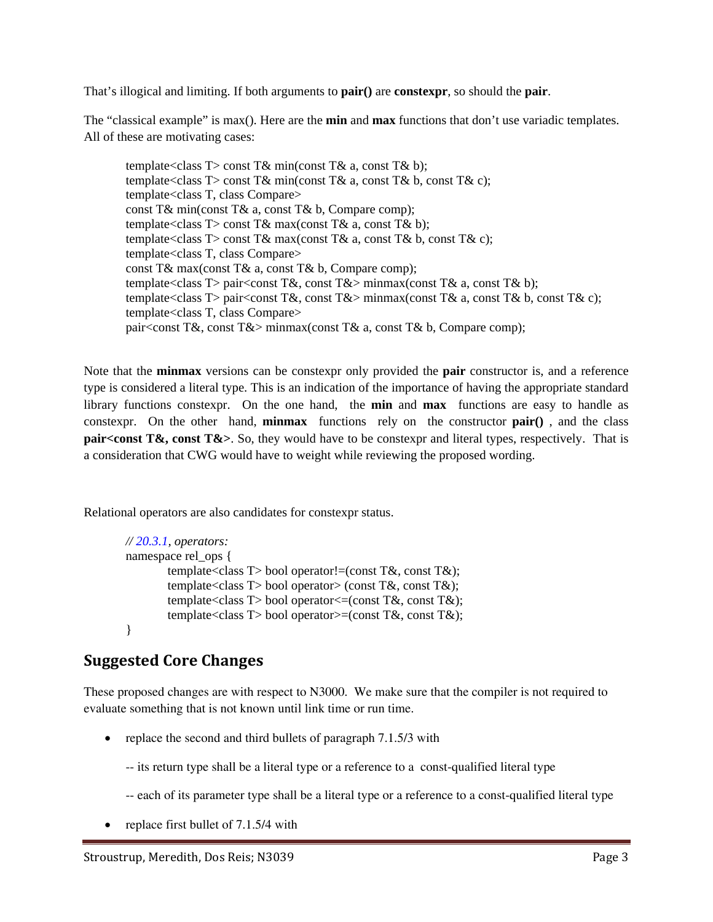That's illogical and limiting. If both arguments to **pair()** are **constexpr**, so should the **pair**.

The "classical example" is max(). Here are the **min** and **max** functions that don't use variadic templates. All of these are motivating cases:

```
template<class T> const T& min(const T& a, const T& b);
template<class T> const T& min(const T& a, const T& b, const T& c);
template<class T, class Compare>
const T& min(const T& a, const T& b, Compare comp);
template<class T> const T& max(const T& a, const T& b);
template<class T> const T& max(const T& a, const T& b, const T& c);
template<class T, class Compare>
const T& max(const T& a, const T& b, Compare comp);
template<class T> pair<const T&, const T&> minmax(const T& a, const T& b);
template<class T> pair<const T&, const T&> minmax(const T& a, const T& b, const T& c);
template<class T, class Compare>
pair<const T&, const T&> minmax(const T& a, const T& b, Compare comp);
```

Note that the **minmax** versions can be constexpr only provided the **pair** constructor is, and a reference type is considered a literal type. This is an indication of the importance of having the appropriate standard library functions constexpr. On the one hand, the **min** and **max** functions are easy to handle as constexpr. On the other hand, **minmax** functions rely on the constructor **pair()** , and the class **pair<const T&, const T&>**. So, they would have to be constexpr and literal types, respectively. That is a consideration that CWG would have to weight while reviewing the proposed wording.

Relational operators are also candidates for constexpr status.

```
// 20.3.1, operators:
namespace rel_ops {
    template<class T> bool operator!=(const T&, const T&);
    template<class T> bool operator> (const T&, const T&);
    template<class T> bool operator<=(const T&, const T&);
    template<class T> bool operator>=(const T&, const T&);
}
```

## Suggested Core Changes

These proposed changes are with respect to N3000. We make sure that the compiler is not required to evaluate something that is not known until link time or run time.

- replace the second and third bullets of paragraph 7.1.5/3 with

  -- its return type shall be a literal type or a reference to a const-qualified literal type

  -- each of its parameter type shall be a literal type or a reference to a const-qualified literal type

- replace first bullet of 7.1.5/4 with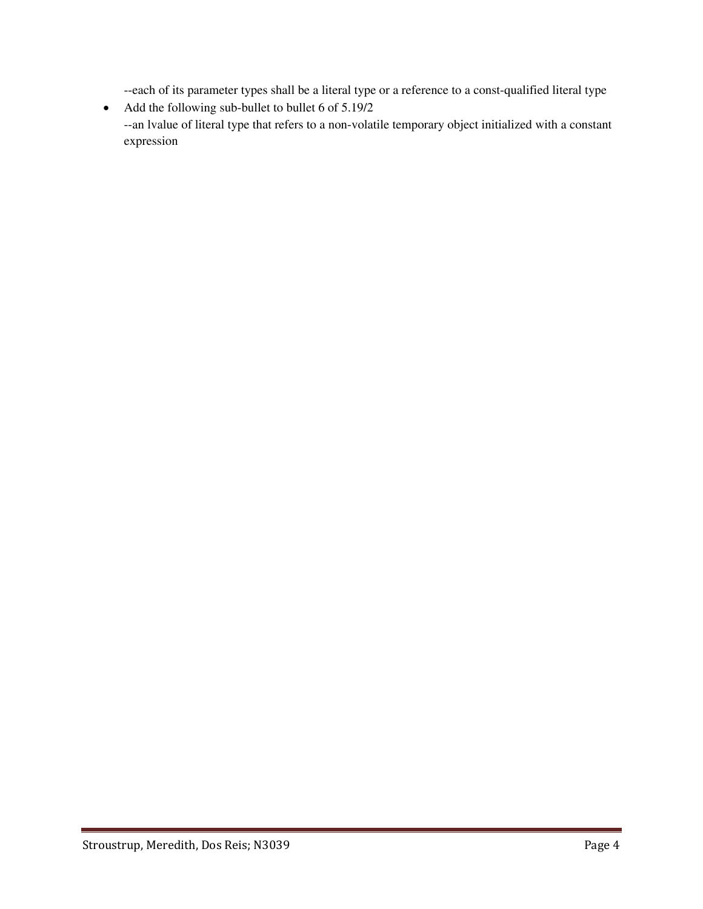--each of its parameter types shall be a literal type or a reference to a const-qualified literal type

- Add the following sub-bullet to bullet 6 of 5.19/2
  --an lvalue of literal type that refers to a non-volatile temporary object initialized with a constant expression